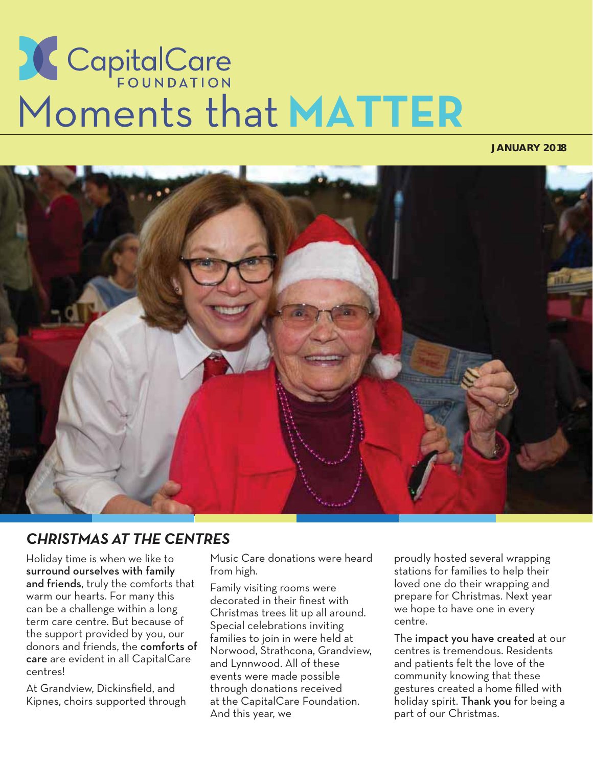# CapitalCare FOUNDATION

# Moments that MATTER

**JANUARY 2018**

## *CHRISTMAS AT THE CENTRES*

Holiday time is when we like to **surround ourselves with family and friends**, truly the comforts that warm our hearts. For many this can be a challenge within a long term care centre. But because of the support provided by you, our donors and friends, the **comforts of care** are evident in all CapitalCare centres!

At Grandview, Dickinsfield, and Kipnes, choirs supported through Music Care donations were heard from high.

Family visiting rooms were decorated in their finest with Christmas trees lit up all around. Special celebrations inviting families to join in were held at Norwood, Strathcona, Grandview, and Lynnwood. All of these events were made possible through donations received at the CapitalCare Foundation. And this year, we proudly hosted several wrapping stations for families to help their loved one do their wrapping and prepare for Christmas. Next year we hope to have one in every centre.

The **impact you have created** at our centres is tremendous. Residents and patients felt the love of the community knowing that these gestures created a home filled with holiday spirit. **Thank you** for being a part of our Christmas.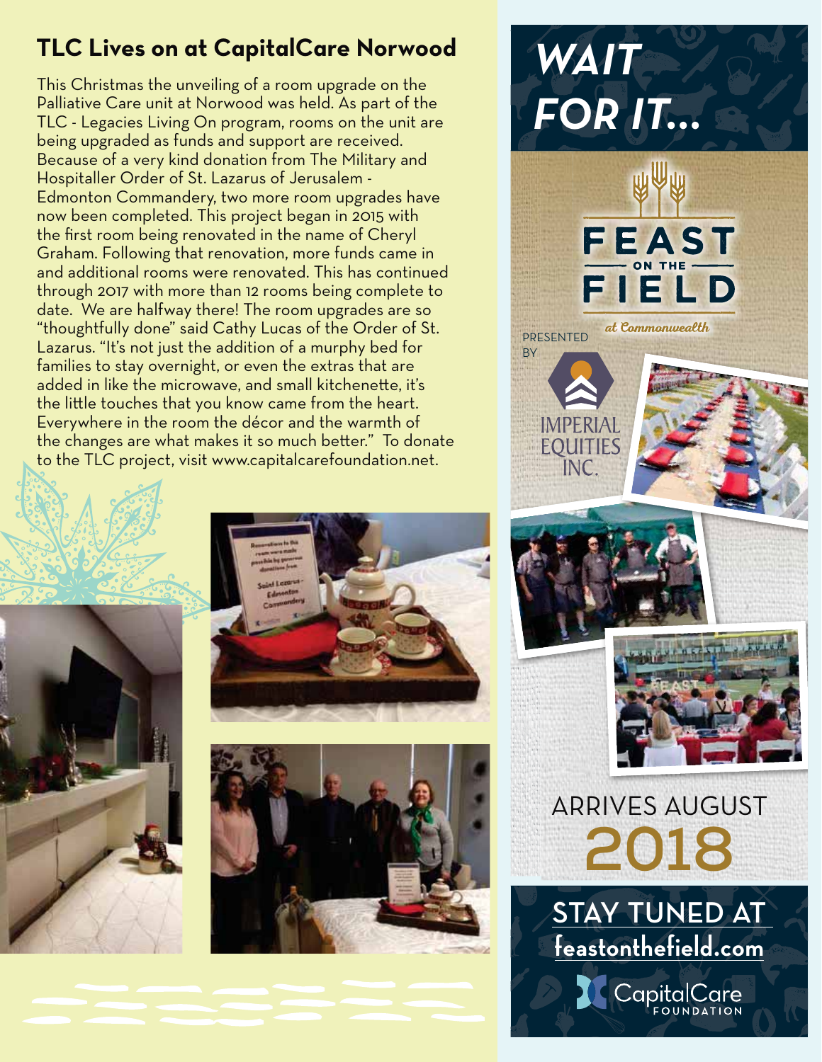## TLC Lives on at CapitalCare Norwood

This Christmas the unveiling of a room upgrade on the Palliative Care unit at Norwood was held. As part of the TLC - Legacies Living On program, rooms on the unit are being upgraded as funds and support are received. Because of a very kind donation from The Military and Hospitaller Order of St. Lazarus of Jerusalem - Edmonton Commandery, two more room upgrades have now been completed. This project began in 2015 with the first room being renovated in the name of Cheryl Graham. Following that renovation, more funds came in and additional rooms were renovated. This has continued through 2017 with more than 12 rooms being complete to date. We are halfway there! The room upgrades are so "thoughtfully done" said Cathy Lucas of the Order of St. Lazarus. "It's not just the addition of a murphy bed for families to stay overnight, or even the extras that are added in like the microwave, and small kitchenette, it's the little touches that you know came from the heart. Everywhere in the room the décor and the warmth of the changes are what makes it so much better." To donate to the TLC project, visit www.capitalcarefoundation.net.

# WAIT FOR IT...

## FEAST ON THE FIELD

*at Commonwealth*

PRESENTED BY

IMPERIAL EQUITIES INC.

ARRIVES AUGUST

**2018**

**STAY TUNED AT**

**feastonthefield.com**

CapitalCare FOUNDATION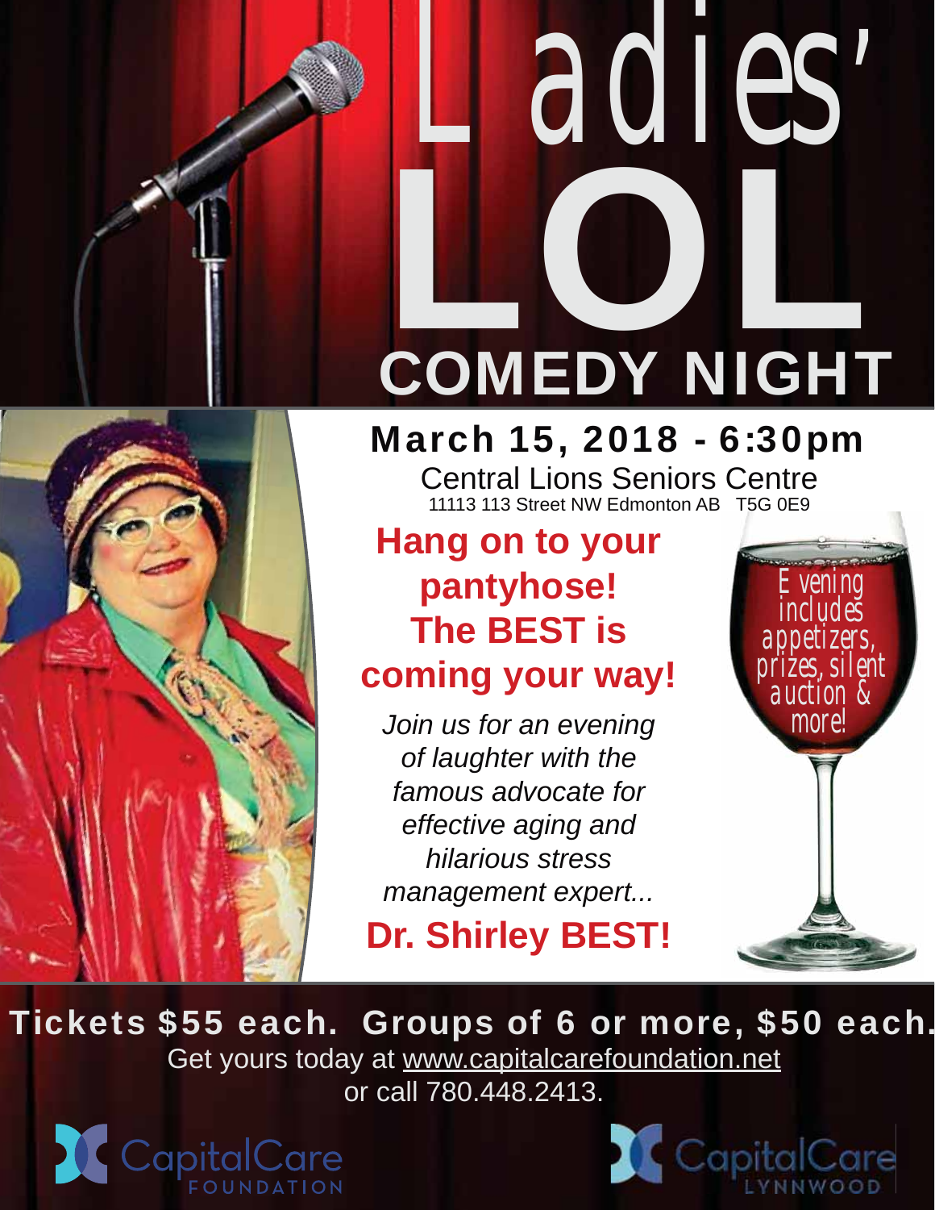# Ladies' LOL

## COMEDY NIGHT

**March 15, 2018 - 6:30pm**

Central Lions Seniors Centre
11113 113 Street NW Edmonton AB T5G 0E9

**Hang on to your pantyhose! The BEST is coming your way!**

*Join us for an evening of laughter with the famous advocate for effective aging and hilarious stress management expert...*

**Dr. Shirley BEST!**

Evening includes appetizers, prizes, silent auction & more!

**Tickets $55 each. Groups of 6 or more, $50 each.**

Get yours today at www.capitalcarefoundation.net
or call 780.448.2413.

CapitalCare FOUNDATION

CapitalCare LYNNWOOD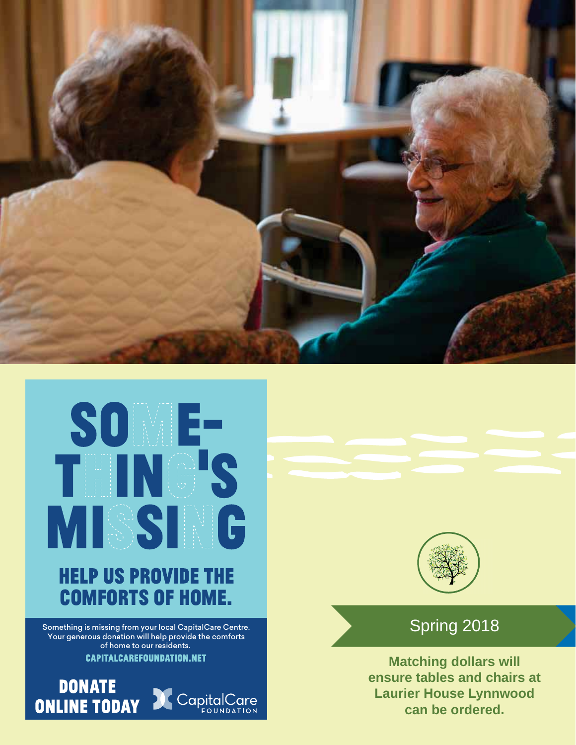# SOMETHING'S MISSING

## HELP US PROVIDE THE COMFORTS OF HOME.

Something is missing from your local CapitalCare Centre. Your generous donation will help provide the comforts of home to our residents.

CAPITALCAREFOUNDATION.NET

**DONATE ONLINE TODAY**

CapitalCare FOUNDATION

Spring 2018

**Matching dollars will ensure tables and chairs at Laurier House Lynnwood can be ordered.**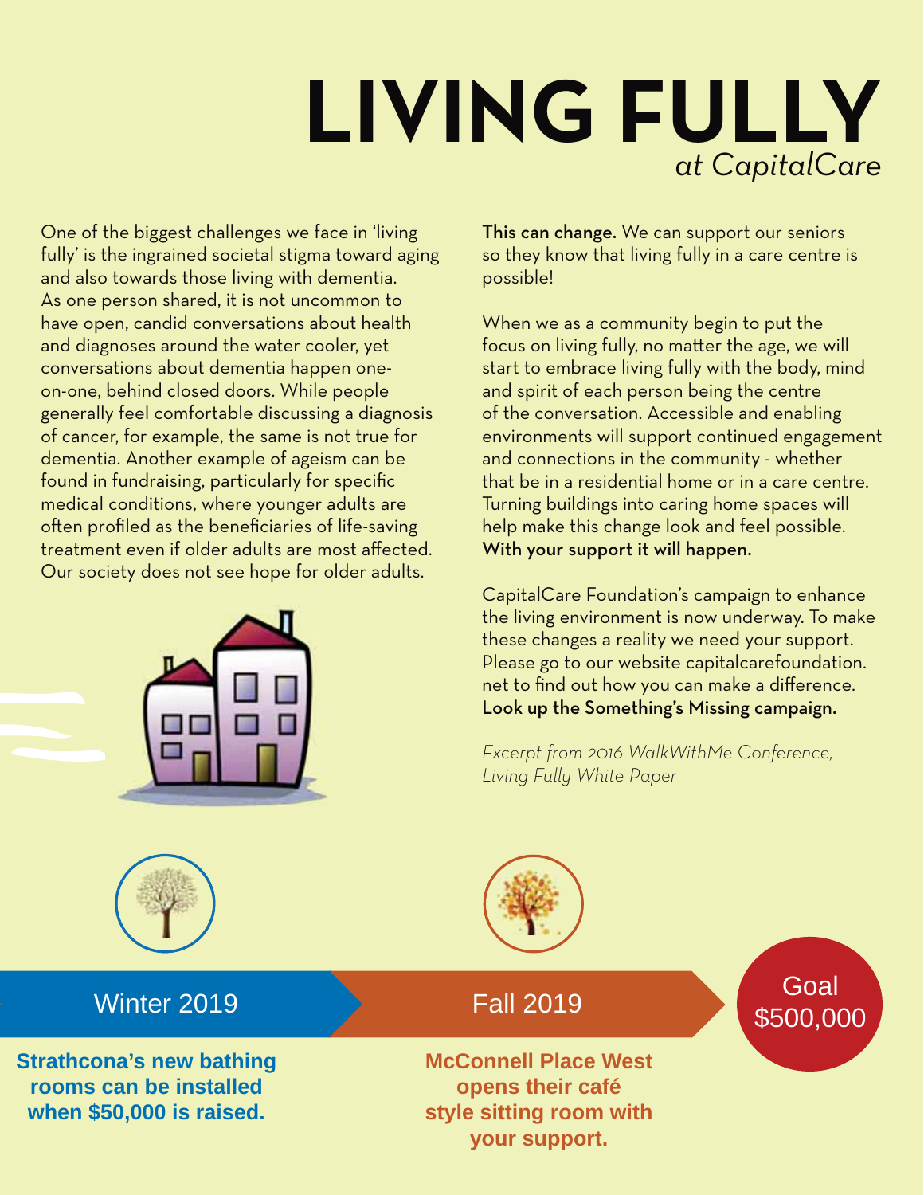# LIVING FULLY
*at CapitalCare*

One of the biggest challenges we face in 'living fully' is the ingrained societal stigma toward aging and also towards those living with dementia. As one person shared, it is not uncommon to have open, candid conversations about health and diagnoses around the water cooler, yet conversations about dementia happen one-on-one, behind closed doors. While people generally feel comfortable discussing a diagnosis of cancer, for example, the same is not true for dementia. Another example of ageism can be found in fundraising, particularly for specific medical conditions, where younger adults are often profiled as the beneficiaries of life-saving treatment even if older adults are most affected. Our society does not see hope for older adults.

**This can change.** We can support our seniors so they know that living fully in a care centre is possible!

When we as a community begin to put the focus on living fully, no matter the age, we will start to embrace living fully with the body, mind and spirit of each person being the centre of the conversation. Accessible and enabling environments will support continued engagement and connections in the community - whether that be in a residential home or in a care centre. Turning buildings into caring home spaces will help make this change look and feel possible. **With your support it will happen.**

CapitalCare Foundation's campaign to enhance the living environment is now underway. To make these changes a reality we need your support. Please go to our website capitalcarefoundation.net to find out how you can make a difference. **Look up the Something's Missing campaign.**

*Excerpt from 2016 WalkWithMe Conference, Living Fully White Paper*

Winter 2019

**Strathcona's new bathing rooms can be installed when $50,000 is raised.**

Fall 2019

**McConnell Place West opens their café style sitting room with your support.**

Goal $500,000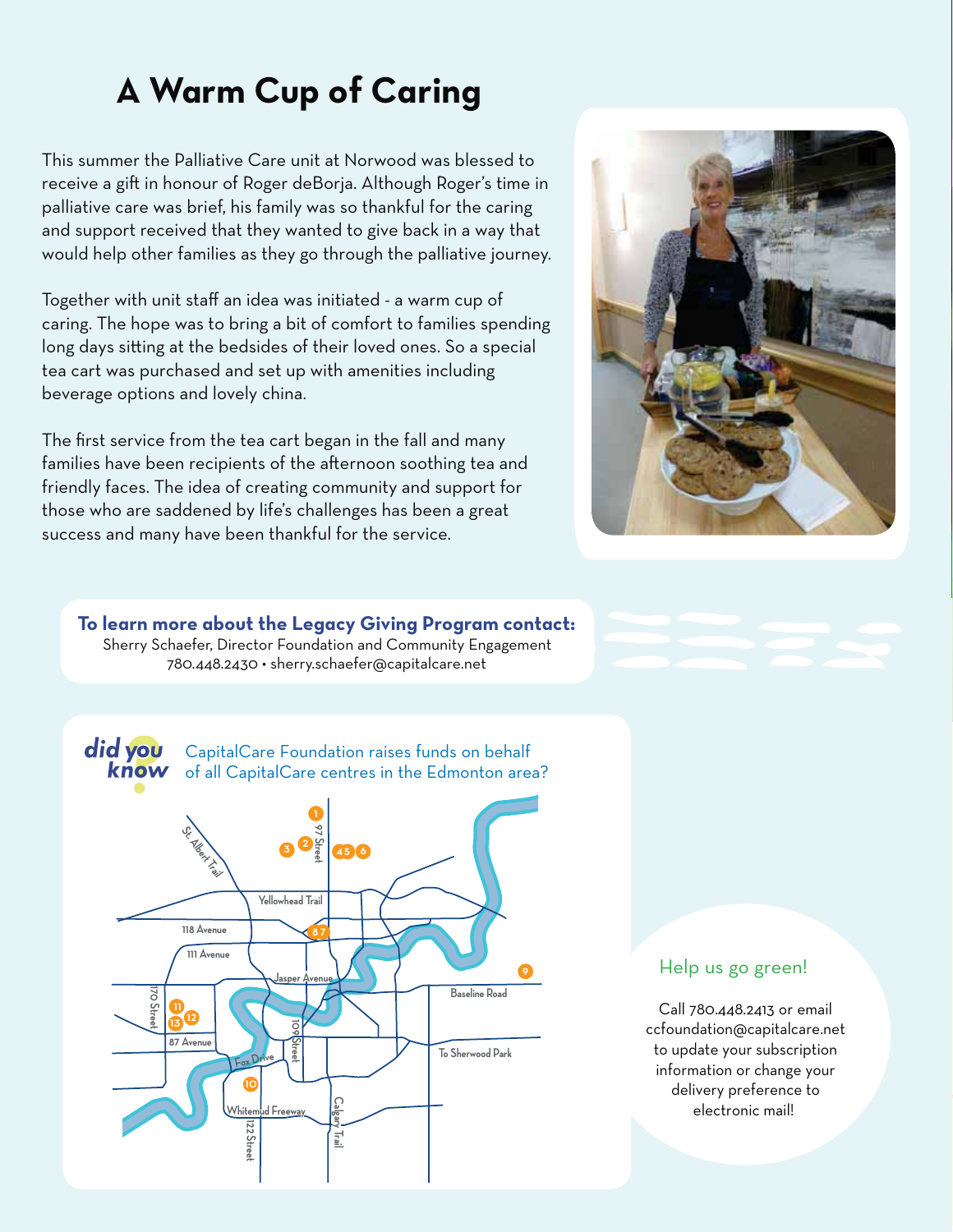# A Warm Cup of Caring

This summer the Palliative Care unit at Norwood was blessed to receive a gift in honour of Roger deBorja. Although Roger's time in palliative care was brief, his family was so thankful for the caring and support received that they wanted to give back in a way that would help other families as they go through the palliative journey.

Together with unit staff an idea was initiated - a warm cup of caring. The hope was to bring a bit of comfort to families spending long days sitting at the bedsides of their loved ones. So a special tea cart was purchased and set up with amenities including beverage options and lovely china.

The first service from the tea cart began in the fall and many families have been recipients of the afternoon soothing tea and friendly faces. The idea of creating community and support for those who are saddened by life's challenges has been a great success and many have been thankful for the service.

**To learn more about the Legacy Giving Program contact:**
Sherry Schaefer, Director Foundation and Community Engagement
780.448.2430 • sherry.schaefer@capitalcare.net

***did you know?***

CapitalCare Foundation raises funds on behalf of all CapitalCare centres in the Edmonton area?

## Help us go green!

Call 780.448.2413 or email ccfoundation@capitalcare.net to update your subscription information or change your delivery preference to electronic mail!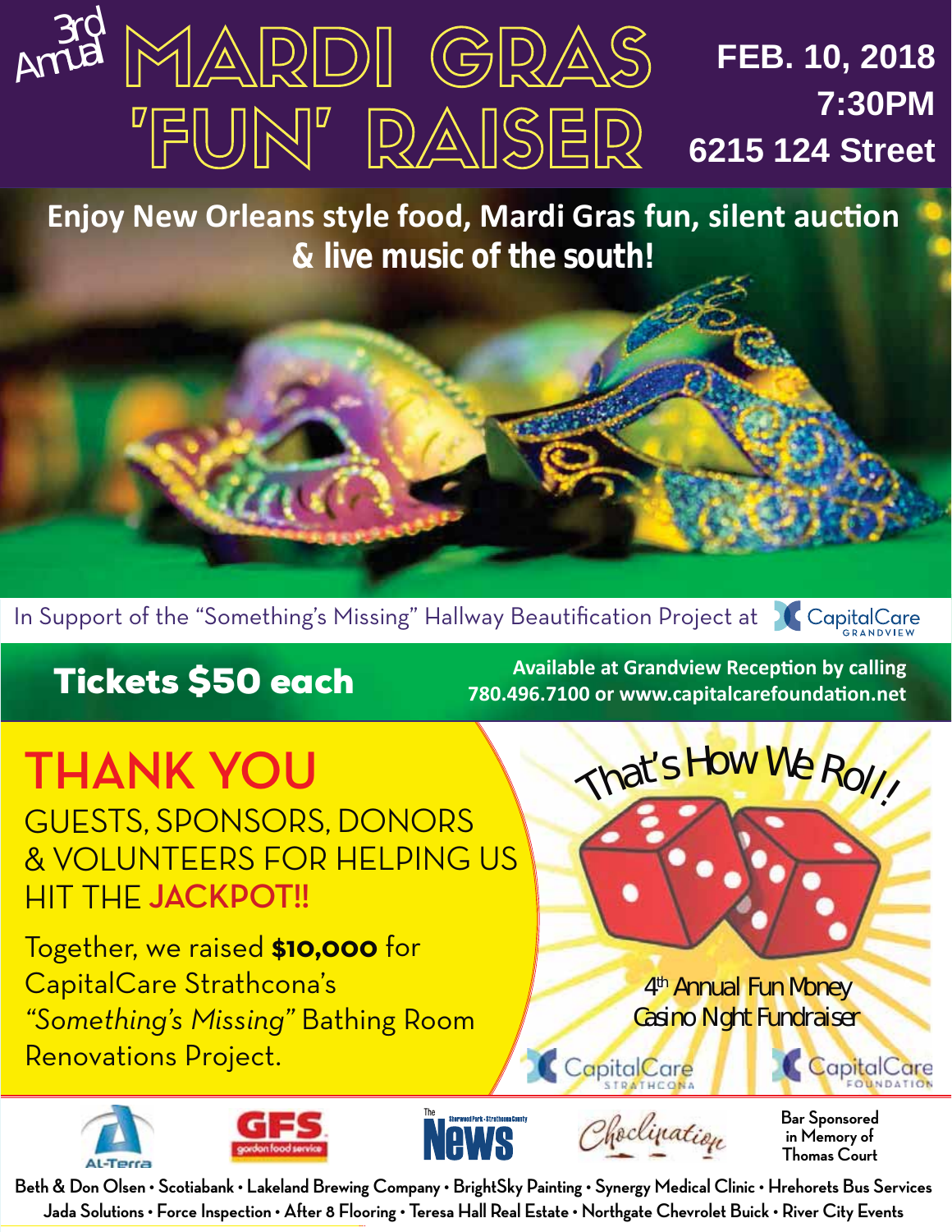# 3rd Annual MARDI GRAS 'FUN' RAISER

**FEB. 10, 2018**
**7:30PM**
**6215 124 Street**

**Enjoy New Orleans style food, Mardi Gras fun, silent auction & live music of the south!**

In Support of the "Something's Missing" Hallway Beautification Project at CapitalCare Grandview

**Tickets $50 each**

**Available at Grandview Reception by calling 780.496.7100 or www.capitalcarefoundation.net**

# THANK YOU

GUESTS, SPONSORS, DONORS & VOLUNTEERS FOR HELPING US HIT THE **JACKPOT!!**

Together, we raised **$10,000** for CapitalCare Strathcona's *"Something's Missing"* Bathing Room Renovations Project.

That's How We Roll!

4th Annual Fun Money Casino Night Fundraiser

CapitalCare Strathcona

CapitalCare Foundation

Al-Terra • GFS gordon food service • The Sherwood Park • Strathcona County News • Choclination

Bar Sponsored in Memory of Thomas Court

Beth & Don Olsen • Scotiabank • Lakeland Brewing Company • BrightSky Painting • Synergy Medical Clinic • Hrehorets Bus Services
Jada Solutions • Force Inspection • After 8 Flooring • Teresa Hall Real Estate • Northgate Chevrolet Buick • River City Events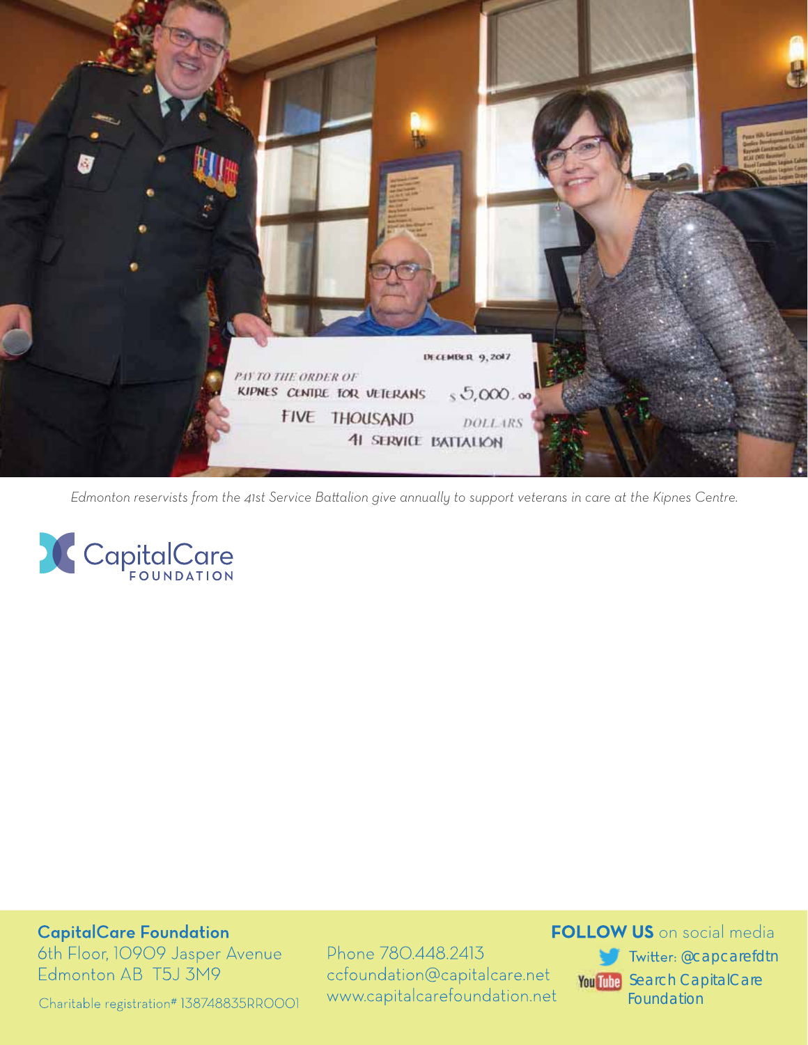*Edmonton reservists from the 41st Service Battalion give annually to support veterans in care at the Kipnes Centre.*

CapitalCare FOUNDATION

**CapitalCare Foundation**
6th Floor, 10909 Jasper Avenue
Edmonton AB T5J 3M9

Charitable registration# 138748835RR0001

Phone 780.448.2413
ccfoundation@capitalcare.net
www.capitalcarefoundation.net

**FOLLOW US** on social media

Twitter: @capcarefdtn

Search CapitalCare Foundation